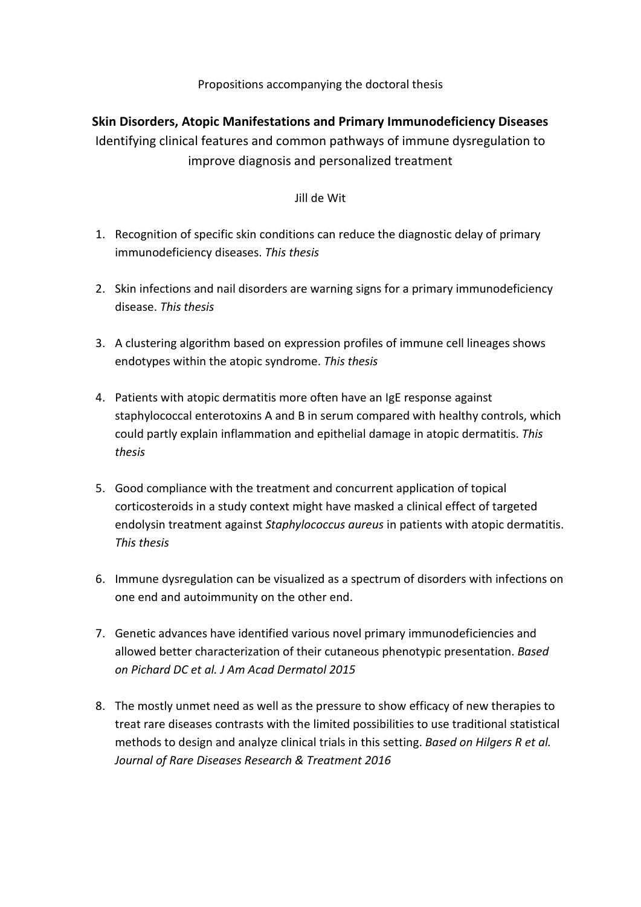Propositions accompanying the doctoral thesis

**Skin Disorders, Atopic Manifestations and Primary Immunodeficiency Diseases**

Identifying clinical features and common pathways of immune dysregulation to improve diagnosis and personalized treatment

Jill de Wit

1. Recognition of specific skin conditions can reduce the diagnostic delay of primary immunodeficiency diseases. *This thesis*

2. Skin infections and nail disorders are warning signs for a primary immunodeficiency disease. *This thesis*

3. A clustering algorithm based on expression profiles of immune cell lineages shows endotypes within the atopic syndrome. *This thesis*

4. Patients with atopic dermatitis more often have an IgE response against staphylococcal enterotoxins A and B in serum compared with healthy controls, which could partly explain inflammation and epithelial damage in atopic dermatitis. *This thesis*

5. Good compliance with the treatment and concurrent application of topical corticosteroids in a study context might have masked a clinical effect of targeted endolysin treatment against *Staphylococcus aureus* in patients with atopic dermatitis. *This thesis*

6. Immune dysregulation can be visualized as a spectrum of disorders with infections on one end and autoimmunity on the other end.

7. Genetic advances have identified various novel primary immunodeficiencies and allowed better characterization of their cutaneous phenotypic presentation. *Based on Pichard DC et al. J Am Acad Dermatol 2015*

8. The mostly unmet need as well as the pressure to show efficacy of new therapies to treat rare diseases contrasts with the limited possibilities to use traditional statistical methods to design and analyze clinical trials in this setting. *Based on Hilgers R et al. Journal of Rare Diseases Research & Treatment 2016*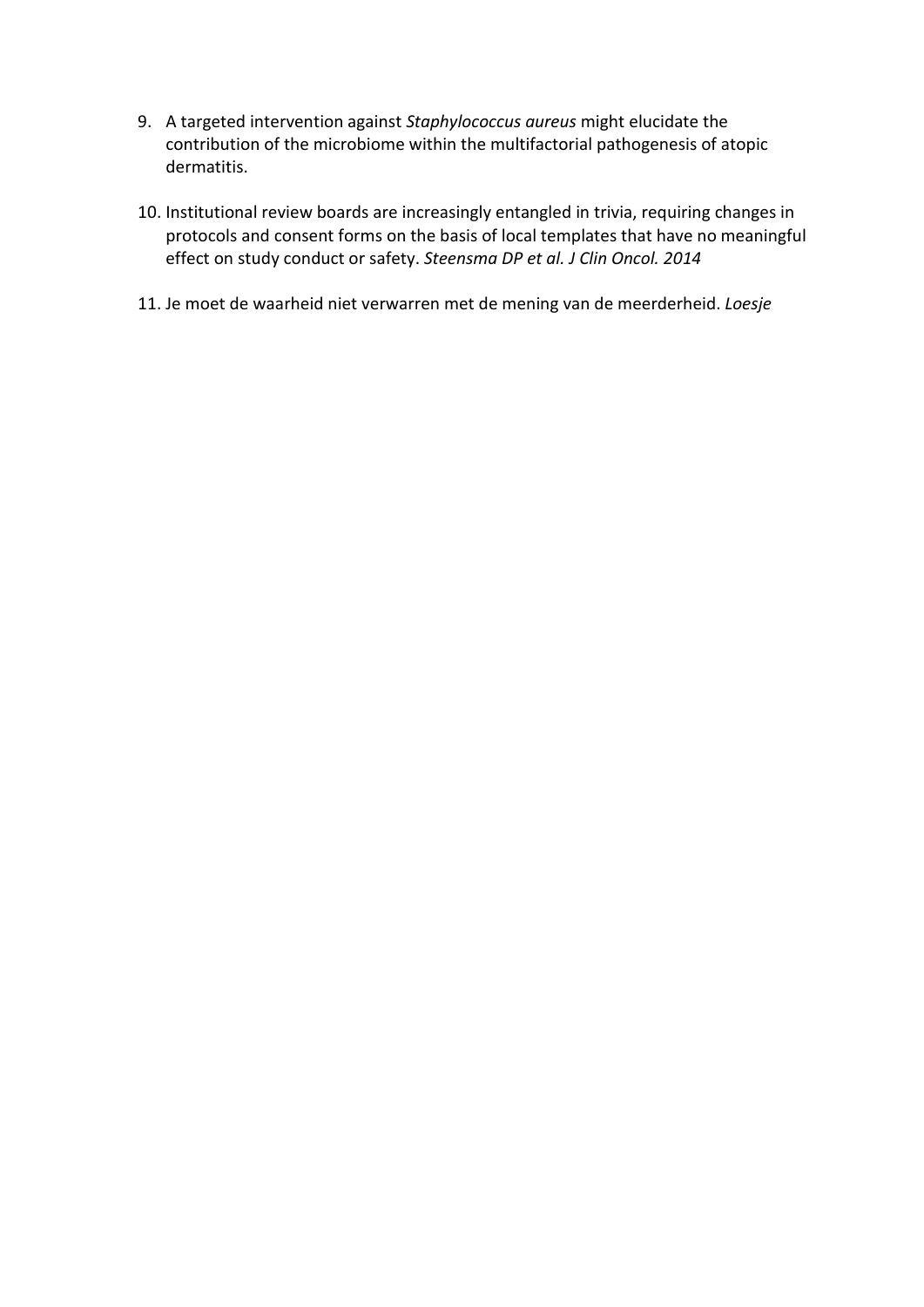9. A targeted intervention against *Staphylococcus aureus* might elucidate the contribution of the microbiome within the multifactorial pathogenesis of atopic dermatitis.

10. Institutional review boards are increasingly entangled in trivia, requiring changes in protocols and consent forms on the basis of local templates that have no meaningful effect on study conduct or safety. *Steensma DP et al. J Clin Oncol. 2014*

11. Je moet de waarheid niet verwarren met de mening van de meerderheid. *Loesje*